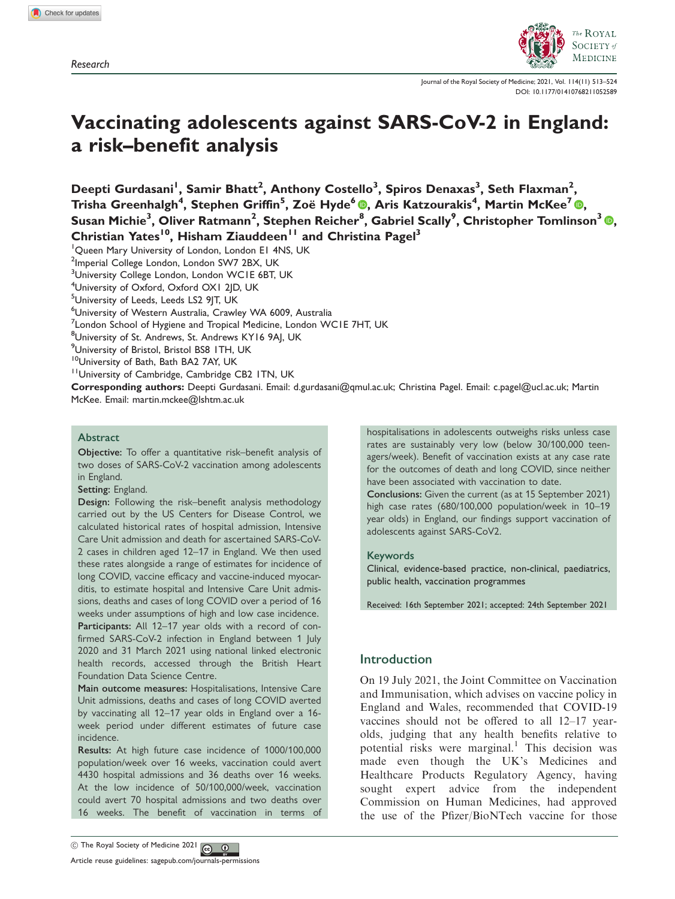Research

# Vaccinating adolescents against SARS-CoV-2 in England: a risk–benefit analysis

**Deepti Gurdasani[1], Samir Bhatt[2], Anthony Costello[3], Spiros Denaxas[3], Seth Flaxman[2], Trisha Greenhalgh[4], Stephen Griffin[5], Zoë Hyde[6], Aris Katzourakis[4], Martin McKee[7], Susan Michie[3], Oliver Ratmann[2], Stephen Reicher[8], Gabriel Scally[9], Christopher Tomlinson[3], Christian Yates[10], Hisham Ziauddeen[11] and Christina Pagel[3]**

[1]Queen Mary University of London, London E1 4NS, UK
[2]Imperial College London, London SW7 2BX, UK
[3]University College London, London WC1E 6BT, UK
[4]University of Oxford, Oxford OX1 2JD, UK
[5]University of Leeds, Leeds LS2 9JT, UK
[6]University of Western Australia, Crawley WA 6009, Australia
[7]London School of Hygiene and Tropical Medicine, London WC1E 7HT, UK
[8]University of St. Andrews, St. Andrews KY16 9AJ, UK
[9]University of Bristol, Bristol BS8 1TH, UK
[10]University of Bath, Bath BA2 7AY, UK
[11]University of Cambridge, Cambridge CB2 1TN, UK

**Corresponding authors:** Deepti Gurdasani. Email: d.gurdasani@qmul.ac.uk; Christina Pagel. Email: c.pagel@ucl.ac.uk; Martin McKee. Email: martin.mckee@lshtm.ac.uk

## Abstract

**Objective:** To offer a quantitative risk–benefit analysis of two doses of SARS-CoV-2 vaccination among adolescents in England.

**Setting:** England.

**Design:** Following the risk–benefit analysis methodology carried out by the US Centers for Disease Control, we calculated historical rates of hospital admission, Intensive Care Unit admission and death for ascertained SARS-CoV-2 cases in children aged 12–17 in England. We then used these rates alongside a range of estimates for incidence of long COVID, vaccine efficacy and vaccine-induced myocarditis, to estimate hospital and Intensive Care Unit admissions, deaths and cases of long COVID over a period of 16 weeks under assumptions of high and low case incidence.

**Participants:** All 12–17 year olds with a record of confirmed SARS-CoV-2 infection in England between 1 July 2020 and 31 March 2021 using national linked electronic health records, accessed through the British Heart Foundation Data Science Centre.

**Main outcome measures:** Hospitalisations, Intensive Care Unit admissions, deaths and cases of long COVID averted by vaccinating all 12–17 year olds in England over a 16-week period under different estimates of future case incidence.

**Results:** At high future case incidence of 1000/100,000 population/week over 16 weeks, vaccination could avert 4430 hospital admissions and 36 deaths over 16 weeks. At the low incidence of 50/100,000/week, vaccination could avert 70 hospital admissions and two deaths over 16 weeks. The benefit of vaccination in terms of hospitalisations in adolescents outweighs risks unless case rates are sustainably very low (below 30/100,000 teenagers/week). Benefit of vaccination exists at any case rate for the outcomes of death and long COVID, since neither have been associated with vaccination to date.

**Conclusions:** Given the current (as at 15 September 2021) high case rates (680/100,000 population/week in 10–19 year olds) in England, our findings support vaccination of adolescents against SARS-CoV2.

## Keywords

Clinical, evidence-based practice, non-clinical, paediatrics, public health, vaccination programmes

Received: 16th September 2021; accepted: 24th September 2021

## Introduction

On 19 July 2021, the Joint Committee on Vaccination and Immunisation, which advises on vaccine policy in England and Wales, recommended that COVID-19 vaccines should not be offered to all 12–17 year-olds, judging that any health benefits relative to potential risks were marginal.[1] This decision was made even though the UK's Medicines and Healthcare Products Regulatory Agency, having sought expert advice from the independent Commission on Human Medicines, had approved the use of the Pfizer/BioNTech vaccine for those

© The Royal Society of Medicine 2021

Article reuse guidelines: sagepub.com/journals-permissions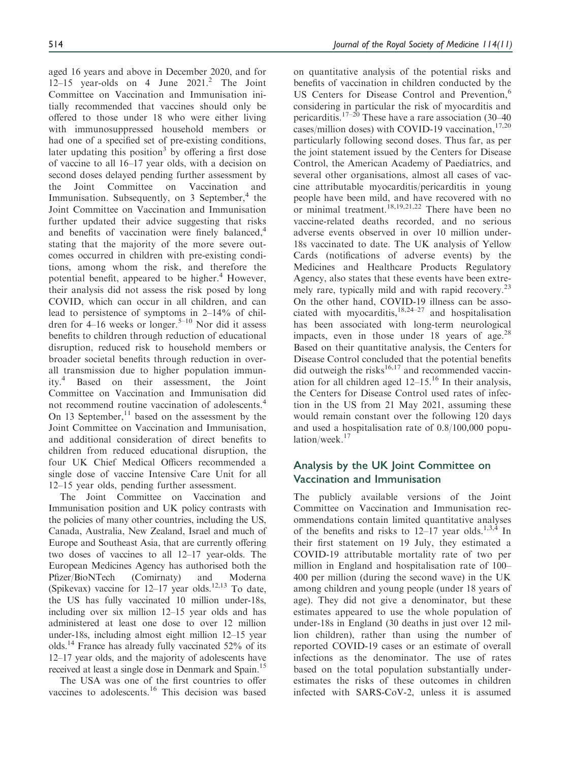aged 16 years and above in December 2020, and for 12–15 year-olds on 4 June 2021.[2] The Joint Committee on Vaccination and Immunisation initially recommended that vaccines should only be offered to those under 18 who were either living with immunosuppressed household members or had one of a specified set of pre-existing conditions, later updating this position[3] by offering a first dose of vaccine to all 16–17 year olds, with a decision on second doses delayed pending further assessment by the Joint Committee on Vaccination and Immunisation. Subsequently, on 3 September,[4] the Joint Committee on Vaccination and Immunisation further updated their advice suggesting that risks and benefits of vaccination were finely balanced,[4] stating that the majority of the more severe outcomes occurred in children with pre-existing conditions, among whom the risk, and therefore the potential benefit, appeared to be higher.[4] However, their analysis did not assess the risk posed by long COVID, which can occur in all children, and can lead to persistence of symptoms in 2–14% of children for 4–16 weeks or longer.[5–10] Nor did it assess benefits to children through reduction of educational disruption, reduced risk to household members or broader societal benefits through reduction in overall transmission due to higher population immunity.[4] Based on their assessment, the Joint Committee on Vaccination and Immunisation did not recommend routine vaccination of adolescents.[4] On 13 September,[11] based on the assessment by the Joint Committee on Vaccination and Immunisation, and additional consideration of direct benefits to children from reduced educational disruption, the four UK Chief Medical Officers recommended a single dose of vaccine Intensive Care Unit for all 12–15 year olds, pending further assessment.

The Joint Committee on Vaccination and Immunisation position and UK policy contrasts with the policies of many other countries, including the US, Canada, Australia, New Zealand, Israel and much of Europe and Southeast Asia, that are currently offering two doses of vaccines to all 12–17 year-olds. The European Medicines Agency has authorised both the Pfizer/BioNTech (Comirnaty) and Moderna (Spikevax) vaccine for 12–17 year olds.[12,13] To date, the US has fully vaccinated 10 million under-18s, including over six million 12–15 year olds and has administered at least one dose to over 12 million under-18s, including almost eight million 12–15 year olds.[14] France has already fully vaccinated 52% of its 12–17 year olds, and the majority of adolescents have received at least a single dose in Denmark and Spain.[15]

The USA was one of the first countries to offer vaccines to adolescents.[16] This decision was based on quantitative analysis of the potential risks and benefits of vaccination in children conducted by the US Centers for Disease Control and Prevention,[6] considering in particular the risk of myocarditis and pericarditis.[17–20] These have a rare association (30–40 cases/million doses) with COVID-19 vaccination,[17,20] particularly following second doses. Thus far, as per the joint statement issued by the Centers for Disease Control, the American Academy of Paediatrics, and several other organisations, almost all cases of vaccine attributable myocarditis/pericarditis in young people have been mild, and have recovered with no or minimal treatment.[18,19,21,22] There have been no vaccine-related deaths recorded, and no serious adverse events observed in over 10 million under-18s vaccinated to date. The UK analysis of Yellow Cards (notifications of adverse events) by the Medicines and Healthcare Products Regulatory Agency, also states that these events have been extremely rare, typically mild and with rapid recovery.[23] On the other hand, COVID-19 illness can be associated with myocarditis,[18,24–27] and hospitalisation has been associated with long-term neurological impacts, even in those under 18 years of age.[28] Based on their quantitative analysis, the Centers for Disease Control concluded that the potential benefits did outweigh the risks[16,17] and recommended vaccination for all children aged 12–15.[16] In their analysis, the Centers for Disease Control used rates of infection in the US from 21 May 2021, assuming these would remain constant over the following 120 days and used a hospitalisation rate of 0.8/100,000 population/week.[17]

## Analysis by the UK Joint Committee on Vaccination and Immunisation

The publicly available versions of the Joint Committee on Vaccination and Immunisation recommendations contain limited quantitative analyses of the benefits and risks to 12–17 year olds.[1,3,4] In their first statement on 19 July, they estimated a COVID-19 attributable mortality rate of two per million in England and hospitalisation rate of 100–400 per million (during the second wave) in the UK among children and young people (under 18 years of age). They did not give a denominator, but these estimates appeared to use the whole population of under-18s in England (30 deaths in just over 12 million children), rather than using the number of reported COVID-19 cases or an estimate of overall infections as the denominator. The use of rates based on the total population substantially underestimates the risks of these outcomes in children infected with SARS-CoV-2, unless it is assumed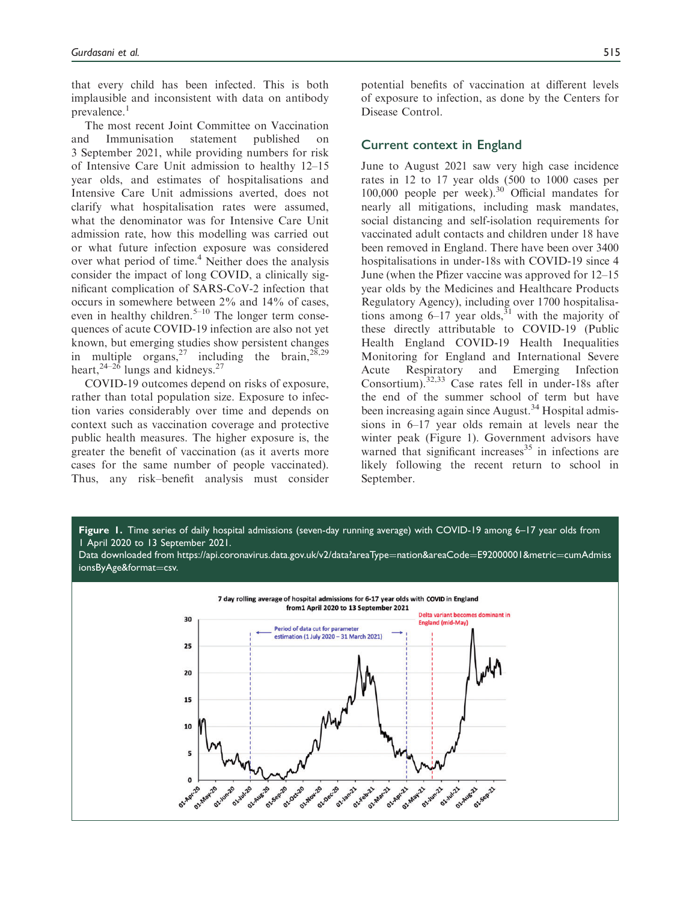that every child has been infected. This is both implausible and inconsistent with data on antibody prevalence.[1]

The most recent Joint Committee on Vaccination and Immunisation statement published on 3 September 2021, while providing numbers for risk of Intensive Care Unit admission to healthy 12–15 year olds, and estimates of hospitalisations and Intensive Care Unit admissions averted, does not clarify what hospitalisation rates were assumed, what the denominator was for Intensive Care Unit admission rate, how this modelling was carried out or what future infection exposure was considered over what period of time.[4] Neither does the analysis consider the impact of long COVID, a clinically significant complication of SARS-CoV-2 infection that occurs in somewhere between 2% and 14% of cases, even in healthy children.[5–10] The longer term consequences of acute COVID-19 infection are also not yet known, but emerging studies show persistent changes in multiple organs,[27] including the brain,[28,29] heart,[24–26] lungs and kidneys.[27]

COVID-19 outcomes depend on risks of exposure, rather than total population size. Exposure to infection varies considerably over time and depends on context such as vaccination coverage and protective public health measures. The higher exposure is, the greater the benefit of vaccination (as it averts more cases for the same number of people vaccinated). Thus, any risk–benefit analysis must consider potential benefits of vaccination at different levels of exposure to infection, as done by the Centers for Disease Control.

## Current context in England

June to August 2021 saw very high case incidence rates in 12 to 17 year olds (500 to 1000 cases per 100,000 people per week).[30] Official mandates for nearly all mitigations, including mask mandates, social distancing and self-isolation requirements for vaccinated adult contacts and children under 18 have been removed in England. There have been over 3400 hospitalisations in under-18s with COVID-19 since 4 June (when the Pfizer vaccine was approved for 12–15 year olds by the Medicines and Healthcare Products Regulatory Agency), including over 1700 hospitalisations among 6–17 year olds,[31] with the majority of these directly attributable to COVID-19 (Public Health England COVID-19 Health Inequalities Monitoring for England and International Severe Acute Respiratory and Emerging Infection Consortium).[32,33] Case rates fell in under-18s after the end of the summer school of term but have been increasing again since August.[34] Hospital admissions in 6–17 year olds remain at levels near the winter peak (Figure 1). Government advisors have warned that significant increases[35] in infections are likely following the recent return to school in September.

**Figure 1.** Time series of daily hospital admissions (seven-day running average) with COVID-19 among 6–17 year olds from 1 April 2020 to 13 September 2021.
Data downloaded from https://api.coronavirus.data.gov.uk/v2/data?areaType=nation&areaCode=E92000001&metric=cumAdmissionsByAge&format=csv.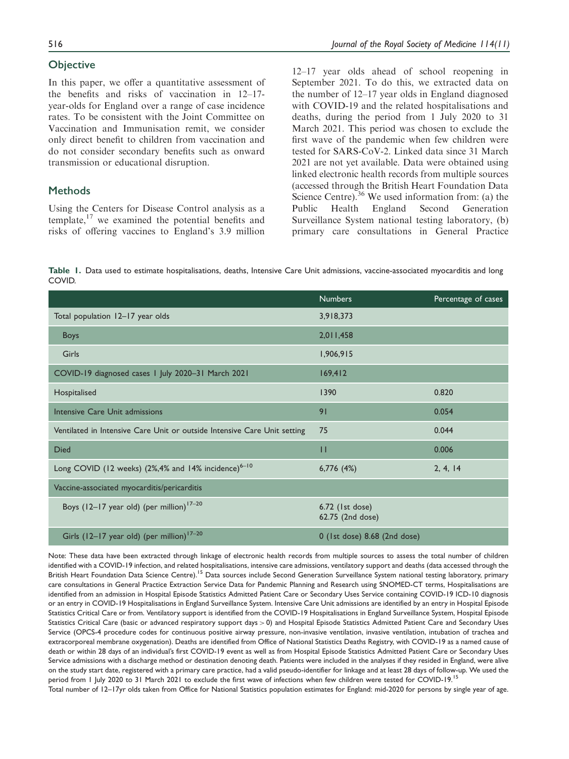## Objective

In this paper, we offer a quantitative assessment of the benefits and risks of vaccination in 12–17-year-olds for England over a range of case incidence rates. To be consistent with the Joint Committee on Vaccination and Immunisation remit, we consider only direct benefit to children from vaccination and do not consider secondary benefits such as onward transmission or educational disruption.

## Methods

Using the Centers for Disease Control analysis as a template,[17] we examined the potential benefits and risks of offering vaccines to England's 3.9 million 12–17 year olds ahead of school reopening in September 2021. To do this, we extracted data on the number of 12–17 year olds in England diagnosed with COVID-19 and the related hospitalisations and deaths, during the period from 1 July 2020 to 31 March 2021. This period was chosen to exclude the first wave of the pandemic when few children were tested for SARS-CoV-2. Linked data since 31 March 2021 are not yet available. Data were obtained using linked electronic health records from multiple sources (accessed through the British Heart Foundation Data Science Centre).[36] We used information from: (a) the Public Health England Second Generation Surveillance System national testing laboratory, (b) primary care consultations in General Practice

**Table 1.** Data used to estimate hospitalisations, deaths, Intensive Care Unit admissions, vaccine-associated myocarditis and long COVID.

| | Numbers | Percentage of cases |
|---|---|---|
| Total population 12–17 year olds | 3,918,373 | |
| Boys | 2,011,458 | |
| Girls | 1,906,915 | |
| COVID-19 diagnosed cases 1 July 2020–31 March 2021 | 169,412 | |
| Hospitalised | 1390 | 0.820 |
| Intensive Care Unit admissions | 91 | 0.054 |
| Ventilated in Intensive Care Unit or outside Intensive Care Unit setting | 75 | 0.044 |
| Died | 11 | 0.006 |
| Long COVID (12 weeks) (2%,4% and 14% incidence)[6–10] | 6,776 (4%) | 2, 4, 14 |
| Vaccine-associated myocarditis/pericarditis | | |
| Boys (12–17 year old) (per million)[17–20] | 6.72 (1st dose) 62.75 (2nd dose) | |
| Girls (12–17 year old) (per million)[17–20] | 0 (1st dose) 8.68 (2nd dose) | |

Note: These data have been extracted through linkage of electronic health records from multiple sources to assess the total number of children identified with a COVID-19 infection, and related hospitalisations, intensive care admissions, ventilatory support and deaths (data accessed through the British Heart Foundation Data Science Centre).[15] Data sources include Second Generation Surveillance System national testing laboratory, primary care consultations in General Practice Extraction Service Data for Pandemic Planning and Research using SNOMED-CT terms, Hospitalisations are identified from an admission in Hospital Episode Statistics Admitted Patient Care or Secondary Uses Service containing COVID-19 ICD-10 diagnosis or an entry in COVID-19 Hospitalisations in England Surveillance System. Intensive Care Unit admissions are identified by an entry in Hospital Episode Statistics Critical Care or from. Ventilatory support is identified from the COVID-19 Hospitalisations in England Surveillance System, Hospital Episode Statistics Critical Care (basic or advanced respiratory support days > 0) and Hospital Episode Statistics Admitted Patient Care and Secondary Uses Service (OPCS-4 procedure codes for continuous positive airway pressure, non-invasive ventilation, invasive ventilation, intubation of trachea and extracorporeal membrane oxygenation). Deaths are identified from Office of National Statistics Deaths Registry, with COVID-19 as a named cause of death or within 28 days of an individual's first COVID-19 event as well as from Hospital Episode Statistics Admitted Patient Care or Secondary Uses Service admissions with a discharge method or destination denoting death. Patients were included in the analyses if they resided in England, were alive on the study start date, registered with a primary care practice, had a valid pseudo-identifier for linkage and at least 28 days of follow-up. We used the period from 1 July 2020 to 31 March 2021 to exclude the first wave of infections when few children were tested for COVID-19.[15]

Total number of 12–17yr olds taken from Office for National Statistics population estimates for England: mid-2020 for persons by single year of age.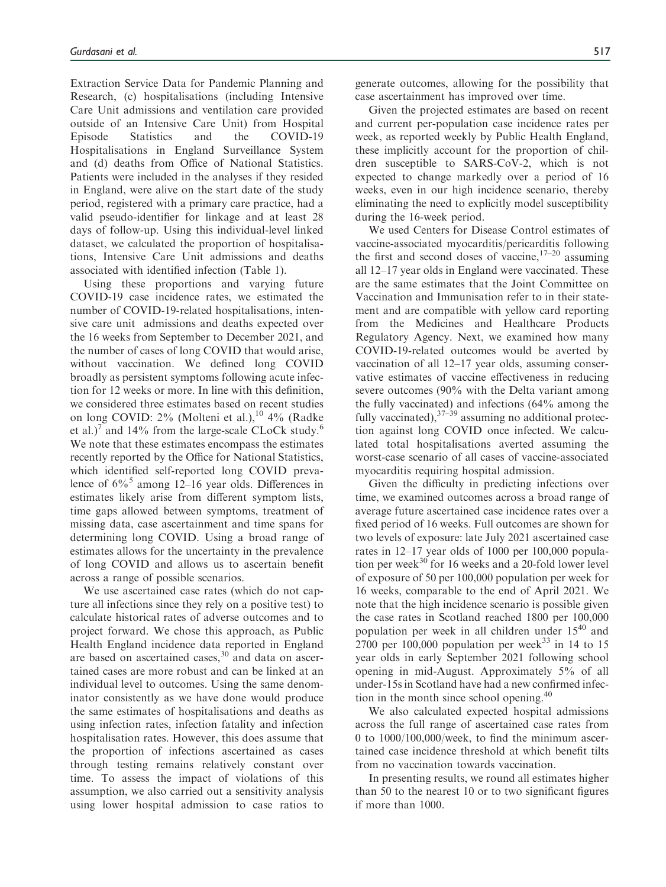Extraction Service Data for Pandemic Planning and Research, (c) hospitalisations (including Intensive Care Unit admissions and ventilation care provided outside of an Intensive Care Unit) from Hospital Episode Statistics and the COVID-19 Hospitalisations in England Surveillance System and (d) deaths from Office of National Statistics. Patients were included in the analyses if they resided in England, were alive on the start date of the study period, registered with a primary care practice, had a valid pseudo-identifier for linkage and at least 28 days of follow-up. Using this individual-level linked dataset, we calculated the proportion of hospitalisations, Intensive Care Unit admissions and deaths associated with identified infection (Table 1).

Using these proportions and varying future COVID-19 case incidence rates, we estimated the number of COVID-19-related hospitalisations, intensive care unit admissions and deaths expected over the 16 weeks from September to December 2021, and the number of cases of long COVID that would arise, without vaccination. We defined long COVID broadly as persistent symptoms following acute infection for 12 weeks or more. In line with this definition, we considered three estimates based on recent studies on long COVID: 2% (Molteni et al.),[10] 4% (Radke et al.)[7] and 14% from the large-scale CLoCk study.[6] We note that these estimates encompass the estimates recently reported by the Office for National Statistics, which identified self-reported long COVID prevalence of 6%[5] among 12–16 year olds. Differences in estimates likely arise from different symptom lists, time gaps allowed between symptoms, treatment of missing data, case ascertainment and time spans for determining long COVID. Using a broad range of estimates allows for the uncertainty in the prevalence of long COVID and allows us to ascertain benefit across a range of possible scenarios.

We use ascertained case rates (which do not capture all infections since they rely on a positive test) to calculate historical rates of adverse outcomes and to project forward. We chose this approach, as Public Health England incidence data reported in England are based on ascertained cases,[30] and data on ascertained cases are more robust and can be linked at an individual level to outcomes. Using the same denominator consistently as we have done would produce the same estimates of hospitalisations and deaths as using infection rates, infection fatality and infection hospitalisation rates. However, this does assume that the proportion of infections ascertained as cases through testing remains relatively constant over time. To assess the impact of violations of this assumption, we also carried out a sensitivity analysis using lower hospital admission to case ratios to generate outcomes, allowing for the possibility that case ascertainment has improved over time.

Given the projected estimates are based on recent and current per-population case incidence rates per week, as reported weekly by Public Health England, these implicitly account for the proportion of children susceptible to SARS-CoV-2, which is not expected to change markedly over a period of 16 weeks, even in our high incidence scenario, thereby eliminating the need to explicitly model susceptibility during the 16-week period.

We used Centers for Disease Control estimates of vaccine-associated myocarditis/pericarditis following the first and second doses of vaccine,[17–20] assuming all 12–17 year olds in England were vaccinated. These are the same estimates that the Joint Committee on Vaccination and Immunisation refer to in their statement and are compatible with yellow card reporting from the Medicines and Healthcare Products Regulatory Agency. Next, we examined how many COVID-19-related outcomes would be averted by vaccination of all 12–17 year olds, assuming conservative estimates of vaccine effectiveness in reducing severe outcomes (90% with the Delta variant among the fully vaccinated) and infections (64% among the fully vaccinated),[37–39] assuming no additional protection against long COVID once infected. We calculated total hospitalisations averted assuming the worst-case scenario of all cases of vaccine-associated myocarditis requiring hospital admission.

Given the difficulty in predicting infections over time, we examined outcomes across a broad range of average future ascertained case incidence rates over a fixed period of 16 weeks. Full outcomes are shown for two levels of exposure: late July 2021 ascertained case rates in 12–17 year olds of 1000 per 100,000 population per week[30] for 16 weeks and a 20-fold lower level of exposure of 50 per 100,000 population per week for 16 weeks, comparable to the end of April 2021. We note that the high incidence scenario is possible given the case rates in Scotland reached 1800 per 100,000 population per week in all children under 15[40] and 2700 per 100,000 population per week[33] in 14 to 15 year olds in early September 2021 following school opening in mid-August. Approximately 5% of all under-15s in Scotland have had a new confirmed infection in the month since school opening.[40]

We also calculated expected hospital admissions across the full range of ascertained case rates from 0 to 1000/100,000/week, to find the minimum ascertained case incidence threshold at which benefit tilts from no vaccination towards vaccination.

In presenting results, we round all estimates higher than 50 to the nearest 10 or to two significant figures if more than 1000.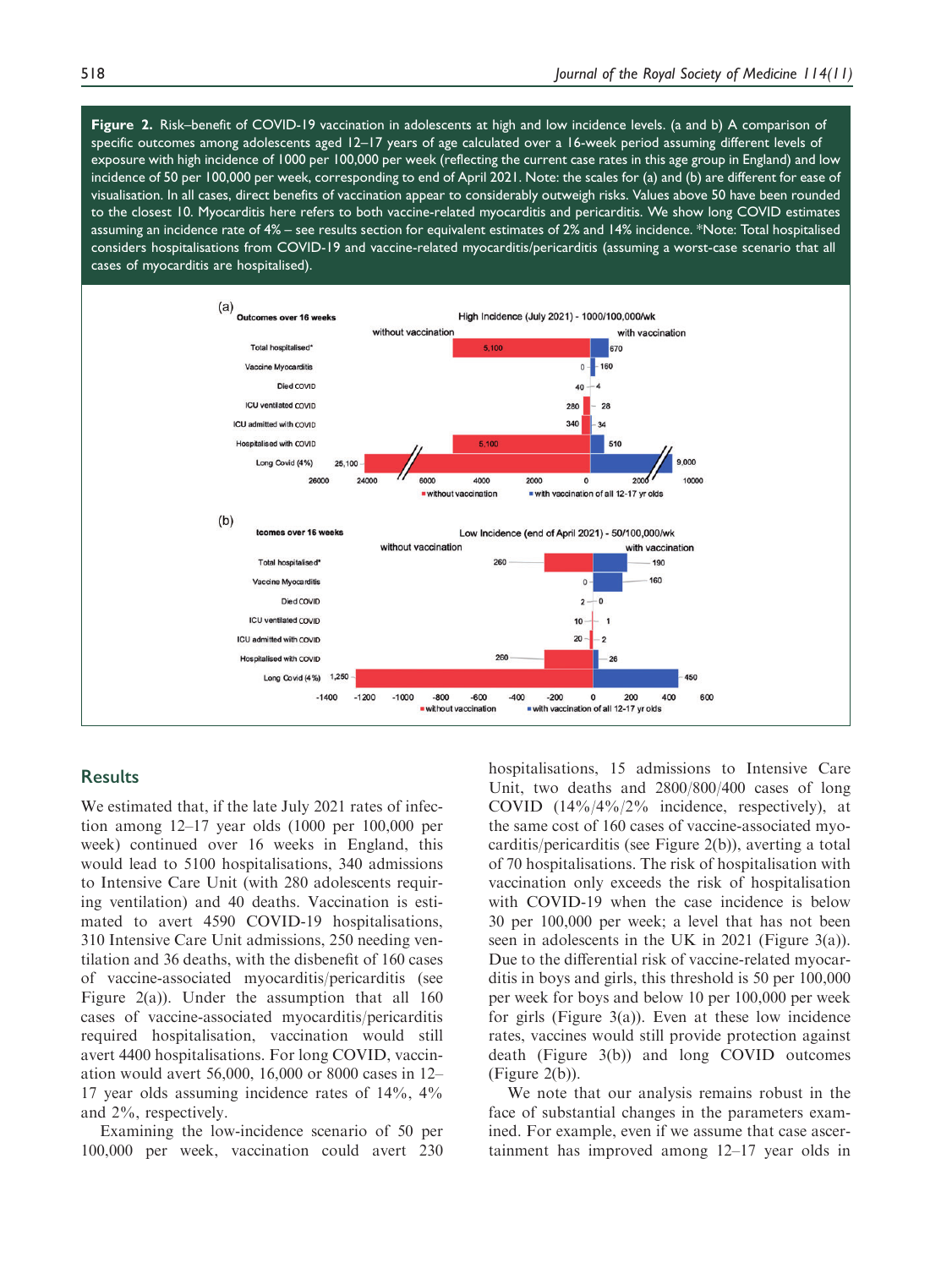**Figure 2.** Risk–benefit of COVID-19 vaccination in adolescents at high and low incidence levels. (a and b) A comparison of specific outcomes among adolescents aged 12–17 years of age calculated over a 16-week period assuming different levels of exposure with high incidence of 1000 per 100,000 per week (reflecting the current case rates in this age group in England) and low incidence of 50 per 100,000 per week, corresponding to end of April 2021. Note: the scales for (a) and (b) are different for ease of visualisation. In all cases, direct benefits of vaccination appear to considerably outweigh risks. Values above 50 have been rounded to the closest 10. Myocarditis here refers to both vaccine-related myocarditis and pericarditis. We show long COVID estimates assuming an incidence rate of 4% – see results section for equivalent estimates of 2% and 14% incidence. *Note: Total hospitalised considers hospitalisations from COVID-19 and vaccine-related myocarditis/pericarditis (assuming a worst-case scenario that all cases of myocarditis are hospitalised).

(a) High Incidence (July 2021) - 1000/100,000/wk — Outcomes over 16 weeks

| Outcome | Without vaccination | With vaccination |
|---|---|---|
| Total hospitalised* | 5,100 | 670 |
| Vaccine Myocarditis | 0 | 160 |
| Died COVID | 40 | 4 |
| ICU ventilated COVID | 280 | 28 |
| ICU admitted with COVID | 340 | 34 |
| Hospitalised with COVID | 5,100 | 510 |
| Long Covid (4%) | 25,100 | 9,000 |

(b) Low Incidence (end of April 2021) - 50/100,000/wk — Outcomes over 16 weeks

| Outcome | Without vaccination | With vaccination |
|---|---|---|
| Total hospitalised* | 260 | 190 |
| Vaccine Myocarditis | 0 | 160 |
| Died COVID | 2 | 0 |
| ICU ventilated COVID | 10 | 1 |
| ICU admitted with COVID | 20 | 2 |
| Hospitalised with COVID | 260 | 26 |
| Long Covid (4%) | 1,250 | 450 |

## Results

We estimated that, if the late July 2021 rates of infection among 12–17 year olds (1000 per 100,000 per week) continued over 16 weeks in England, this would lead to 5100 hospitalisations, 340 admissions to Intensive Care Unit (with 280 adolescents requiring ventilation) and 40 deaths. Vaccination is estimated to avert 4590 COVID-19 hospitalisations, 310 Intensive Care Unit admissions, 250 needing ventilation and 36 deaths, with the disbenefit of 160 cases of vaccine-associated myocarditis/pericarditis (see Figure 2(a)). Under the assumption that all 160 cases of vaccine-associated myocarditis/pericarditis required hospitalisation, vaccination would still avert 4400 hospitalisations. For long COVID, vaccination would avert 56,000, 16,000 or 8000 cases in 12–17 year olds assuming incidence rates of 14%, 4% and 2%, respectively.

Examining the low-incidence scenario of 50 per 100,000 per week, vaccination could avert 230 hospitalisations, 15 admissions to Intensive Care Unit, two deaths and 2800/800/400 cases of long COVID (14%/4%/2% incidence, respectively), at the same cost of 160 cases of vaccine-associated myocarditis/pericarditis (see Figure 2(b)), averting a total of 70 hospitalisations. The risk of hospitalisation with vaccination only exceeds the risk of hospitalisation with COVID-19 when the case incidence is below 30 per 100,000 per week; a level that has not been seen in adolescents in the UK in 2021 (Figure 3(a)). Due to the differential risk of vaccine-related myocarditis in boys and girls, this threshold is 50 per 100,000 per week for boys and below 10 per 100,000 per week for girls (Figure 3(a)). Even at these low incidence rates, vaccines would still provide protection against death (Figure 3(b)) and long COVID outcomes (Figure 2(b)).

We note that our analysis remains robust in the face of substantial changes in the parameters examined. For example, even if we assume that case ascertainment has improved among 12–17 year olds in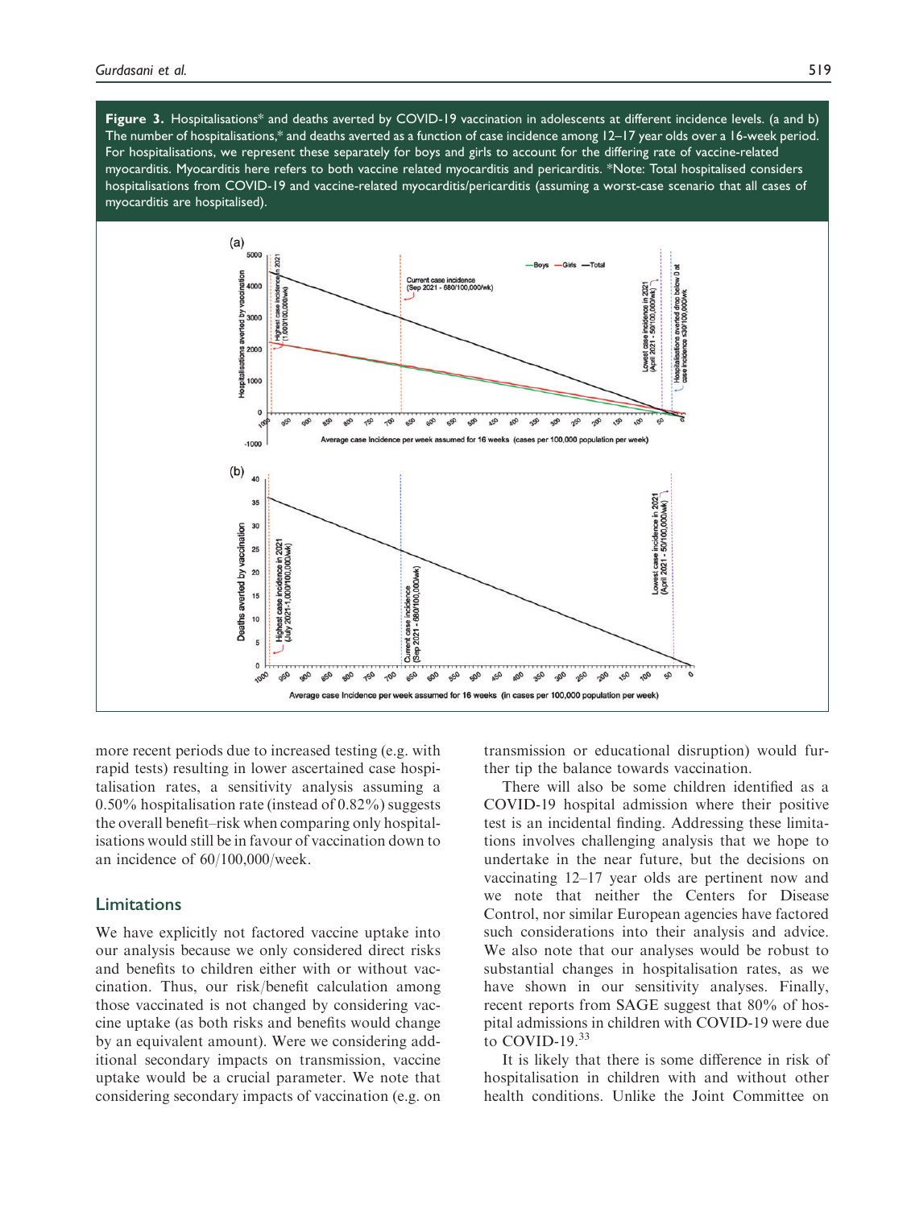**Figure 3.** Hospitalisations* and deaths averted by COVID-19 vaccination in adolescents at different incidence levels. (a and b) The number of hospitalisations,* and deaths averted as a function of case incidence among 12–17 year olds over a 16-week period. For hospitalisations, we represent these separately for boys and girls to account for the differing rate of vaccine-related myocarditis. Myocarditis here refers to both vaccine related myocarditis and pericarditis. *Note: Total hospitalised considers hospitalisations from COVID-19 and vaccine-related myocarditis/pericarditis (assuming a worst-case scenario that all cases of myocarditis are hospitalised).

more recent periods due to increased testing (e.g. with rapid tests) resulting in lower ascertained case hospitalisation rates, a sensitivity analysis assuming a 0.50% hospitalisation rate (instead of 0.82%) suggests the overall benefit–risk when comparing only hospitalisations would still be in favour of vaccination down to an incidence of 60/100,000/week.

## Limitations

We have explicitly not factored vaccine uptake into our analysis because we only considered direct risks and benefits to children either with or without vaccination. Thus, our risk/benefit calculation among those vaccinated is not changed by considering vaccine uptake (as both risks and benefits would change by an equivalent amount). Were we considering additional secondary impacts on transmission, vaccine uptake would be a crucial parameter. We note that considering secondary impacts of vaccination (e.g. on transmission or educational disruption) would further tip the balance towards vaccination.

There will also be some children identified as a COVID-19 hospital admission where their positive test is an incidental finding. Addressing these limitations involves challenging analysis that we hope to undertake in the near future, but the decisions on vaccinating 12–17 year olds are pertinent now and we note that neither the Centers for Disease Control, nor similar European agencies have factored such considerations into their analysis and advice. We also note that our analyses would be robust to substantial changes in hospitalisation rates, as we have shown in our sensitivity analyses. Finally, recent reports from SAGE suggest that 80% of hospital admissions in children with COVID-19 were due to COVID-19.[33]

It is likely that there is some difference in risk of hospitalisation in children with and without other health conditions. Unlike the Joint Committee on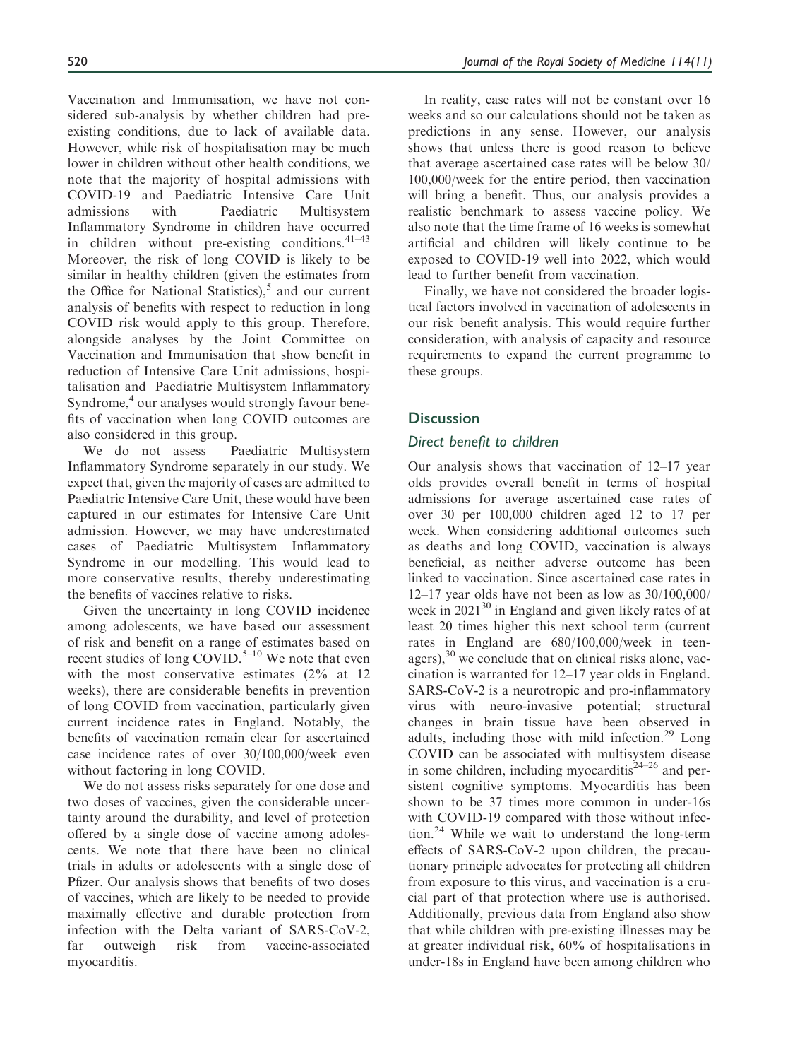Vaccination and Immunisation, we have not considered sub-analysis by whether children had pre-existing conditions, due to lack of available data. However, while risk of hospitalisation may be much lower in children without other health conditions, we note that the majority of hospital admissions with COVID-19 and Paediatric Intensive Care Unit admissions with Paediatric Multisystem Inflammatory Syndrome in children have occurred in children without pre-existing conditions.[41–43] Moreover, the risk of long COVID is likely to be similar in healthy children (given the estimates from the Office for National Statistics),[5] and our current analysis of benefits with respect to reduction in long COVID risk would apply to this group. Therefore, alongside analyses by the Joint Committee on Vaccination and Immunisation that show benefit in reduction of Intensive Care Unit admissions, hospitalisation and Paediatric Multisystem Inflammatory Syndrome,[4] our analyses would strongly favour benefits of vaccination when long COVID outcomes are also considered in this group.

We do not assess Paediatric Multisystem Inflammatory Syndrome separately in our study. We expect that, given the majority of cases are admitted to Paediatric Intensive Care Unit, these would have been captured in our estimates for Intensive Care Unit admission. However, we may have underestimated cases of Paediatric Multisystem Inflammatory Syndrome in our modelling. This would lead to more conservative results, thereby underestimating the benefits of vaccines relative to risks.

Given the uncertainty in long COVID incidence among adolescents, we have based our assessment of risk and benefit on a range of estimates based on recent studies of long COVID.[5–10] We note that even with the most conservative estimates (2% at 12 weeks), there are considerable benefits in prevention of long COVID from vaccination, particularly given current incidence rates in England. Notably, the benefits of vaccination remain clear for ascertained case incidence rates of over 30/100,000/week even without factoring in long COVID.

We do not assess risks separately for one dose and two doses of vaccines, given the considerable uncertainty around the durability, and level of protection offered by a single dose of vaccine among adolescents. We note that there have been no clinical trials in adults or adolescents with a single dose of Pfizer. Our analysis shows that benefits of two doses of vaccines, which are likely to be needed to provide maximally effective and durable protection from infection with the Delta variant of SARS-CoV-2, far outweigh risk from vaccine-associated myocarditis.

In reality, case rates will not be constant over 16 weeks and so our calculations should not be taken as predictions in any sense. However, our analysis shows that unless there is good reason to believe that average ascertained case rates will be below 30/100,000/week for the entire period, then vaccination will bring a benefit. Thus, our analysis provides a realistic benchmark to assess vaccine policy. We also note that the time frame of 16 weeks is somewhat artificial and children will likely continue to be exposed to COVID-19 well into 2022, which would lead to further benefit from vaccination.

Finally, we have not considered the broader logistical factors involved in vaccination of adolescents in our risk–benefit analysis. This would require further consideration, with analysis of capacity and resource requirements to expand the current programme to these groups.

## Discussion

### *Direct benefit to children*

Our analysis shows that vaccination of 12–17 year olds provides overall benefit in terms of hospital admissions for average ascertained case rates of over 30 per 100,000 children aged 12 to 17 per week. When considering additional outcomes such as deaths and long COVID, vaccination is always beneficial, as neither adverse outcome has been linked to vaccination. Since ascertained case rates in 12–17 year olds have not been as low as 30/100,000/week in 2021[30] in England and given likely rates of at least 20 times higher this next school term (current rates in England are 680/100,000/week in teenagers),[30] we conclude that on clinical risks alone, vaccination is warranted for 12–17 year olds in England. SARS-CoV-2 is a neurotropic and pro-inflammatory virus with neuro-invasive potential; structural changes in brain tissue have been observed in adults, including those with mild infection.[29] Long COVID can be associated with multisystem disease in some children, including myocarditis[24–26] and persistent cognitive symptoms. Myocarditis has been shown to be 37 times more common in under-16s with COVID-19 compared with those without infection.[24] While we wait to understand the long-term effects of SARS-CoV-2 upon children, the precautionary principle advocates for protecting all children from exposure to this virus, and vaccination is a crucial part of that protection where use is authorised. Additionally, previous data from England also show that while children with pre-existing illnesses may be at greater individual risk, 60% of hospitalisations in under-18s in England have been among children who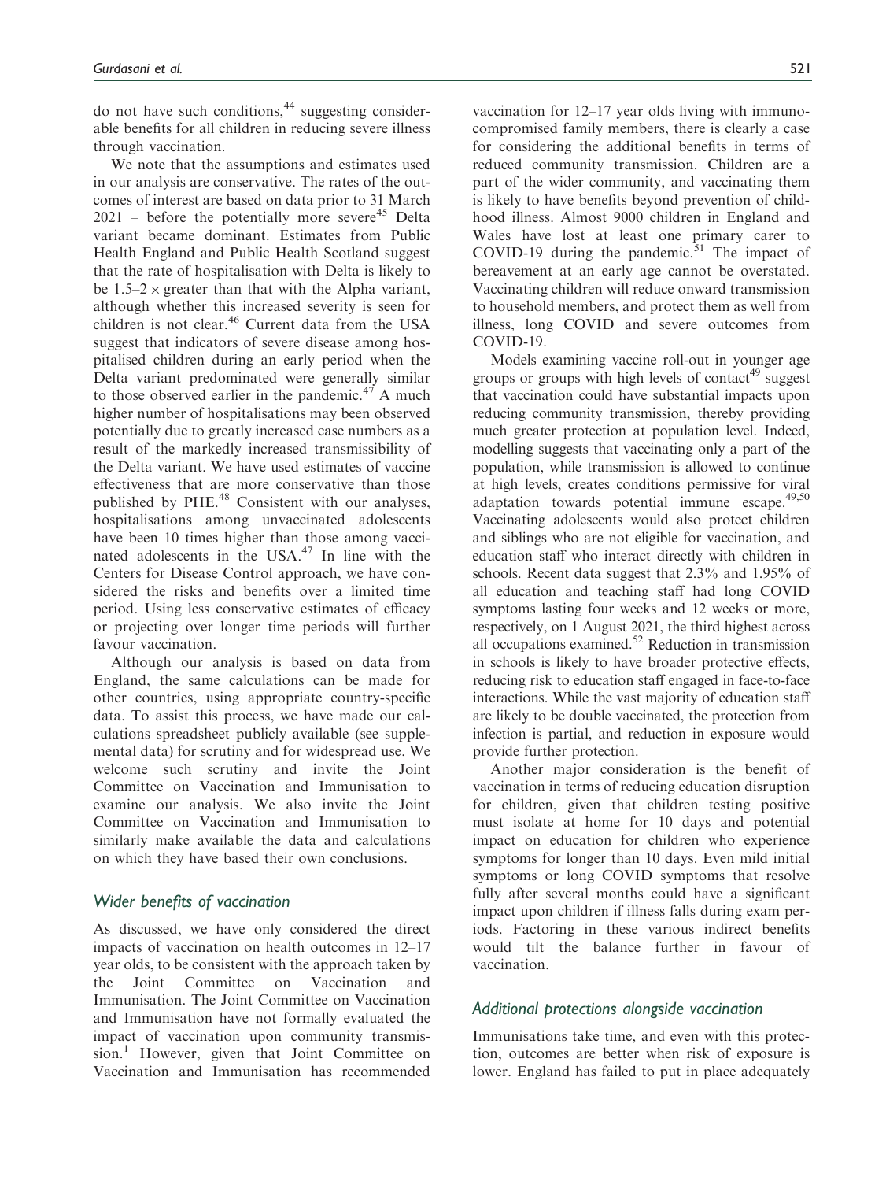do not have such conditions,[44] suggesting considerable benefits for all children in reducing severe illness through vaccination.

We note that the assumptions and estimates used in our analysis are conservative. The rates of the outcomes of interest are based on data prior to 31 March 2021 – before the potentially more severe[45] Delta variant became dominant. Estimates from Public Health England and Public Health Scotland suggest that the rate of hospitalisation with Delta is likely to be $1.5–2\times$ greater than that with the Alpha variant, although whether this increased severity is seen for children is not clear.[46] Current data from the USA suggest that indicators of severe disease among hospitalised children during an early period when the Delta variant predominated were generally similar to those observed earlier in the pandemic.[47] A much higher number of hospitalisations may been observed potentially due to greatly increased case numbers as a result of the markedly increased transmissibility of the Delta variant. We have used estimates of vaccine effectiveness that are more conservative than those published by PHE.[48] Consistent with our analyses, hospitalisations among unvaccinated adolescents have been 10 times higher than those among vaccinated adolescents in the USA.[47] In line with the Centers for Disease Control approach, we have considered the risks and benefits over a limited time period. Using less conservative estimates of efficacy or projecting over longer time periods will further favour vaccination.

Although our analysis is based on data from England, the same calculations can be made for other countries, using appropriate country-specific data. To assist this process, we have made our calculations spreadsheet publicly available (see supplemental data) for scrutiny and for widespread use. We welcome such scrutiny and invite the Joint Committee on Vaccination and Immunisation to examine our analysis. We also invite the Joint Committee on Vaccination and Immunisation to similarly make available the data and calculations on which they have based their own conclusions.

## *Wider benefits of vaccination*

As discussed, we have only considered the direct impacts of vaccination on health outcomes in 12–17 year olds, to be consistent with the approach taken by the Joint Committee on Vaccination and Immunisation. The Joint Committee on Vaccination and Immunisation have not formally evaluated the impact of vaccination upon community transmission.[1] However, given that Joint Committee on Vaccination and Immunisation has recommended vaccination for 12–17 year olds living with immunocompromised family members, there is clearly a case for considering the additional benefits in terms of reduced community transmission. Children are a part of the wider community, and vaccinating them is likely to have benefits beyond prevention of childhood illness. Almost 9000 children in England and Wales have lost at least one primary carer to COVID-19 during the pandemic.[51] The impact of bereavement at an early age cannot be overstated. Vaccinating children will reduce onward transmission to household members, and protect them as well from illness, long COVID and severe outcomes from COVID-19.

Models examining vaccine roll-out in younger age groups or groups with high levels of contact[49] suggest that vaccination could have substantial impacts upon reducing community transmission, thereby providing much greater protection at population level. Indeed, modelling suggests that vaccinating only a part of the population, while transmission is allowed to continue at high levels, creates conditions permissive for viral adaptation towards potential immune escape.[49,50] Vaccinating adolescents would also protect children and siblings who are not eligible for vaccination, and education staff who interact directly with children in schools. Recent data suggest that 2.3% and 1.95% of all education and teaching staff had long COVID symptoms lasting four weeks and 12 weeks or more, respectively, on 1 August 2021, the third highest across all occupations examined.[52] Reduction in transmission in schools is likely to have broader protective effects, reducing risk to education staff engaged in face-to-face interactions. While the vast majority of education staff are likely to be double vaccinated, the protection from infection is partial, and reduction in exposure would provide further protection.

Another major consideration is the benefit of vaccination in terms of reducing education disruption for children, given that children testing positive must isolate at home for 10 days and potential impact on education for children who experience symptoms for longer than 10 days. Even mild initial symptoms or long COVID symptoms that resolve fully after several months could have a significant impact upon children if illness falls during exam periods. Factoring in these various indirect benefits would tilt the balance further in favour of vaccination.

## *Additional protections alongside vaccination*

Immunisations take time, and even with this protection, outcomes are better when risk of exposure is lower. England has failed to put in place adequately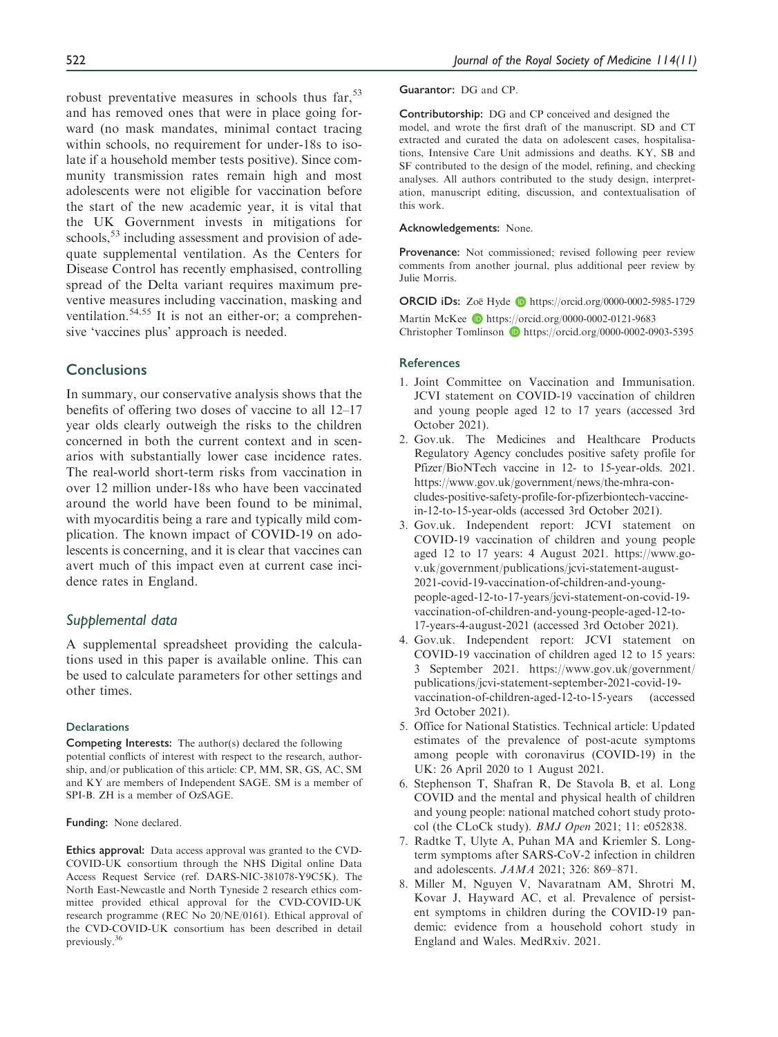robust preventative measures in schools thus far,[53] and has removed ones that were in place going forward (no mask mandates, minimal contact tracing within schools, no requirement for under-18s to isolate if a household member tests positive). Since community transmission rates remain high and most adolescents were not eligible for vaccination before the start of the new academic year, it is vital that the UK Government invests in mitigations for schools,[53] including assessment and provision of adequate supplemental ventilation. As the Centers for Disease Control has recently emphasised, controlling spread of the Delta variant requires maximum preventive measures including vaccination, masking and ventilation.[54,55] It is not an either-or; a comprehensive 'vaccines plus' approach is needed.

## Conclusions

In summary, our conservative analysis shows that the benefits of offering two doses of vaccine to all 12–17 year olds clearly outweigh the risks to the children concerned in both the current context and in scenarios with substantially lower case incidence rates. The real-world short-term risks from vaccination in over 12 million under-18s who have been vaccinated around the world have been found to be minimal, with myocarditis being a rare and typically mild complication. The known impact of COVID-19 on adolescents is concerning, and it is clear that vaccines can avert much of this impact even at current case incidence rates in England.

### Supplemental data

A supplemental spreadsheet providing the calculations used in this paper is available online. This can be used to calculate parameters for other settings and other times.

#### Declarations

**Competing Interests:** The author(s) declared the following potential conflicts of interest with respect to the research, authorship, and/or publication of this article: CP, MM, SR, GS, AC, SM and KY are members of Independent SAGE. SM is a member of SPI-B. ZH is a member of OzSAGE.

**Funding:** None declared.

**Ethics approval:** Data access approval was granted to the CVD-COVID-UK consortium through the NHS Digital online Data Access Request Service (ref. DARS-NIC-381078-Y9C5K). The North East-Newcastle and North Tyneside 2 research ethics committee provided ethical approval for the CVD-COVID-UK research programme (REC No 20/NE/0161). Ethical approval of the CVD-COVID-UK consortium has been described in detail previously.[36]

**Guarantor:** DG and CP.

**Contributorship:** DG and CP conceived and designed the model, and wrote the first draft of the manuscript. SD and CT extracted and curated the data on adolescent cases, hospitalisations, Intensive Care Unit admissions and deaths. KY, SB and SF contributed to the design of the model, refining, and checking analyses. All authors contributed to the study design, interpretation, manuscript editing, discussion, and contextualisation of this work.

**Acknowledgements:** None.

**Provenance:** Not commissioned; revised following peer review comments from another journal, plus additional peer review by Julie Morris.

**ORCID iDs:** Zoë Hyde https://orcid.org/0000-0002-5985-1729
Martin McKee https://orcid.org/0000-0002-0121-9683
Christopher Tomlinson https://orcid.org/0000-0002-0903-5395

#### References

1. Joint Committee on Vaccination and Immunisation. JCVI statement on COVID-19 vaccination of children and young people aged 12 to 17 years (accessed 3rd October 2021).
2. Gov.uk. The Medicines and Healthcare Products Regulatory Agency concludes positive safety profile for Pfizer/BioNTech vaccine in 12- to 15-year-olds. 2021. https://www.gov.uk/government/news/the-mhra-concludes-positive-safety-profile-for-pfizerbiontech-vaccine-in-12-to-15-year-olds (accessed 3rd October 2021).
3. Gov.uk. Independent report: JCVI statement on COVID-19 vaccination of children and young people aged 12 to 17 years: 4 August 2021. https://www.gov.uk/government/publications/jcvi-statement-august-2021-covid-19-vaccination-of-children-and-young-people-aged-12-to-17-years/jcvi-statement-on-covid-19-vaccination-of-children-and-young-people-aged-12-to-17-years-4-august-2021 (accessed 3rd October 2021).
4. Gov.uk. Independent report: JCVI statement on COVID-19 vaccination of children aged 12 to 15 years: 3 September 2021. https://www.gov.uk/government/publications/jcvi-statement-september-2021-covid-19-vaccination-of-children-aged-12-to-15-years (accessed 3rd October 2021).
5. Office for National Statistics. Technical article: Updated estimates of the prevalence of post-acute symptoms among people with coronavirus (COVID-19) in the UK: 26 April 2020 to 1 August 2021.
6. Stephenson T, Shafran R, De Stavola B, et al. Long COVID and the mental and physical health of children and young people: national matched cohort study protocol (the CLoCk study). *BMJ Open* 2021; 11: e052838.
7. Radtke T, Ulyte A, Puhan MA and Kriemler S. Long-term symptoms after SARS-CoV-2 infection in children and adolescents. *JAMA* 2021; 326: 869–871.
8. Miller M, Nguyen V, Navaratnam AM, Shrotri M, Kovar J, Hayward AC, et al. Prevalence of persistent symptoms in children during the COVID-19 pandemic: evidence from a household cohort study in England and Wales. MedRxiv. 2021.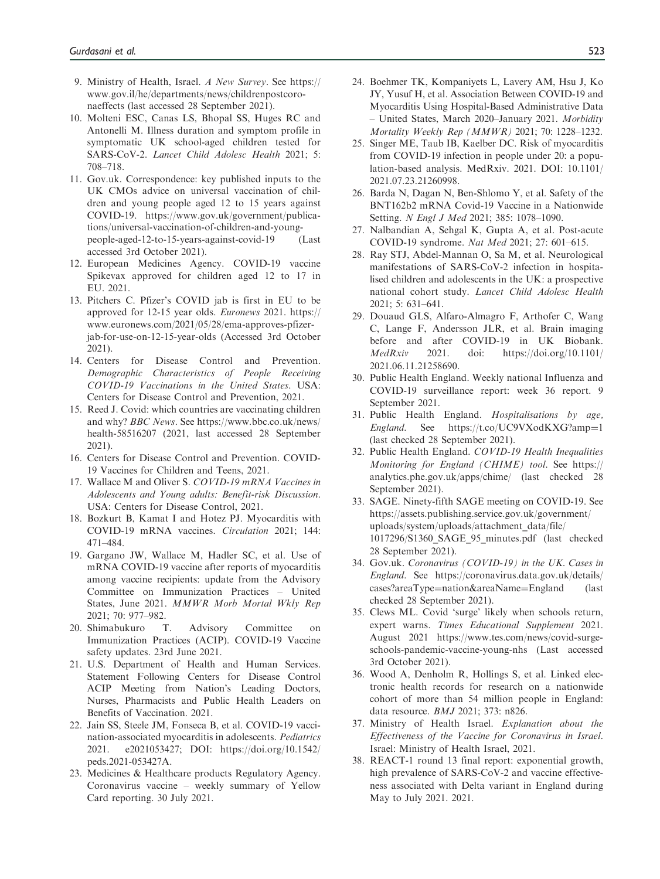9. Ministry of Health, Israel. *A New Survey*. See https://www.gov.il/he/departments/news/childrenpostcoronaeffects (last accessed 28 September 2021).
10. Molteni ESC, Canas LS, Bhopal SS, Huges RC and Antonelli M. Illness duration and symptom profile in symptomatic UK school-aged children tested for SARS-CoV-2. *Lancet Child Adolesc Health* 2021; 5: 708–718.
11. Gov.uk. Correspondence: key published inputs to the UK CMOs advice on universal vaccination of children and young people aged 12 to 15 years against COVID-19. https://www.gov.uk/government/publications/universal-vaccination-of-children-and-young-people-aged-12-to-15-years-against-covid-19 (Last accessed 3rd October 2021).
12. European Medicines Agency. COVID-19 vaccine Spikevax approved for children aged 12 to 17 in EU. 2021.
13. Pitchers C. Pfizer's COVID jab is first in EU to be approved for 12-15 year olds. *Euronews* 2021. https://www.euronews.com/2021/05/28/ema-approves-pfizer-jab-for-use-on-12-15-year-olds (Accessed 3rd October 2021).
14. Centers for Disease Control and Prevention. *Demographic Characteristics of People Receiving COVID-19 Vaccinations in the United States*. USA: Centers for Disease Control and Prevention, 2021.
15. Reed J. Covid: which countries are vaccinating children and why? *BBC News*. See https://www.bbc.co.uk/news/health-58516207 (2021, last accessed 28 September 2021).
16. Centers for Disease Control and Prevention. COVID-19 Vaccines for Children and Teens, 2021.
17. Wallace M and Oliver S. *COVID-19 mRNA Vaccines in Adolescents and Young adults: Benefit-risk Discussion*. USA: Centers for Disease Control, 2021.
18. Bozkurt B, Kamat I and Hotez PJ. Myocarditis with COVID-19 mRNA vaccines. *Circulation* 2021; 144: 471–484.
19. Gargano JW, Wallace M, Hadler SC, et al. Use of mRNA COVID-19 vaccine after reports of myocarditis among vaccine recipients: update from the Advisory Committee on Immunization Practices – United States, June 2021. *MMWR Morb Mortal Wkly Rep* 2021; 70: 977–982.
20. Shimabukuro T. Advisory Committee on Immunization Practices (ACIP). COVID-19 Vaccine safety updates. 23rd June 2021.
21. U.S. Department of Health and Human Services. Statement Following Centers for Disease Control ACIP Meeting from Nation's Leading Doctors, Nurses, Pharmacists and Public Health Leaders on Benefits of Vaccination. 2021.
22. Jain SS, Steele JM, Fonseca B, et al. COVID-19 vaccination-associated myocarditis in adolescents. *Pediatrics* 2021. e2021053427; DOI: https://doi.org/10.1542/peds.2021-053427A.
23. Medicines & Healthcare products Regulatory Agency. Coronavirus vaccine – weekly summary of Yellow Card reporting. 30 July 2021.
24. Boehmer TK, Kompaniyets L, Lavery AM, Hsu J, Ko JY, Yusuf H, et al. Association Between COVID-19 and Myocarditis Using Hospital-Based Administrative Data – United States, March 2020–January 2021. *Morbidity Mortality Weekly Rep (MMWR)* 2021; 70: 1228–1232.
25. Singer ME, Taub IB, Kaelber DC. Risk of myocarditis from COVID-19 infection in people under 20: a population-based analysis. MedRxiv. 2021. DOI: 10.1101/2021.07.23.21260998.
26. Barda N, Dagan N, Ben-Shlomo Y, et al. Safety of the BNT162b2 mRNA Covid-19 Vaccine in a Nationwide Setting. *N Engl J Med* 2021; 385: 1078–1090.
27. Nalbandian A, Sehgal K, Gupta A, et al. Post-acute COVID-19 syndrome. *Nat Med* 2021; 27: 601–615.
28. Ray STJ, Abdel-Mannan O, Sa M, et al. Neurological manifestations of SARS-CoV-2 infection in hospitalised children and adolescents in the UK: a prospective national cohort study. *Lancet Child Adolesc Health* 2021; 5: 631–641.
29. Douaud GLS, Alfaro-Almagro F, Arthofer C, Wang C, Lange F, Andersson JLR, et al. Brain imaging before and after COVID-19 in UK Biobank. *MedRxiv* 2021. doi: https://doi.org/10.1101/2021.06.11.21258690.
30. Public Health England. Weekly national Influenza and COVID-19 surveillance report: week 36 report. 9 September 2021.
31. Public Health England. *Hospitalisations by age, England*. See https://t.co/UC9VXodKXG?amp=1 (last checked 28 September 2021).
32. Public Health England. *COVID-19 Health Inequalities Monitoring for England (CHIME) tool*. See https://analytics.phe.gov.uk/apps/chime/ (last checked 28 September 2021).
33. SAGE. Ninety-fifth SAGE meeting on COVID-19. See https://assets.publishing.service.gov.uk/government/uploads/system/uploads/attachment_data/file/1017296/S1360_SAGE_95_minutes.pdf (last checked 28 September 2021).
34. Gov.uk. *Coronavirus (COVID-19) in the UK. Cases in England*. See https://coronavirus.data.gov.uk/details/cases?areaType=nation&areaName=England (last checked 28 September 2021).
35. Clews ML. Covid 'surge' likely when schools return, expert warns. *Times Educational Supplement* 2021. August 2021 https://www.tes.com/news/covid-surge-schools-pandemic-vaccine-young-nhs (Last accessed 3rd October 2021).
36. Wood A, Denholm R, Hollings S, et al. Linked electronic health records for research on a nationwide cohort of more than 54 million people in England: data resource. *BMJ* 2021; 373: n826.
37. Ministry of Health Israel. *Explanation about the Effectiveness of the Vaccine for Coronavirus in Israel*. Israel: Ministry of Health Israel, 2021.
38. REACT-1 round 13 final report: exponential growth, high prevalence of SARS-CoV-2 and vaccine effectiveness associated with Delta variant in England during May to July 2021. 2021.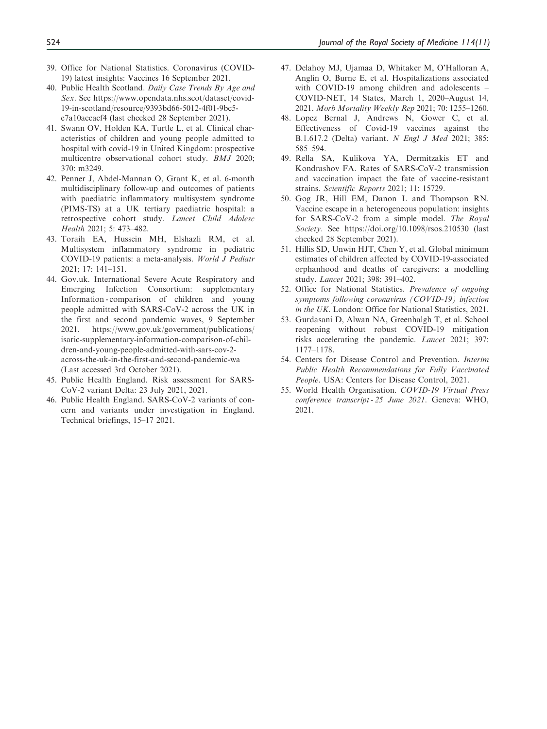39. Office for National Statistics. Coronavirus (COVID-19) latest insights: Vaccines 16 September 2021.
40. Public Health Scotland. *Daily Case Trends By Age and Sex*. See https://www.opendata.nhs.scot/dataset/covid-19-in-scotland/resource/9393bd66-5012-4f01-9bc5-e7a10accacf4 (last checked 28 September 2021).
41. Swann OV, Holden KA, Turtle L, et al. Clinical characteristics of children and young people admitted to hospital with covid-19 in United Kingdom: prospective multicentre observational cohort study. *BMJ* 2020; 370: m3249.
42. Penner J, Abdel-Mannan O, Grant K, et al. 6-month multidisciplinary follow-up and outcomes of patients with paediatric inflammatory multisystem syndrome (PIMS-TS) at a UK tertiary paediatric hospital: a retrospective cohort study. *Lancet Child Adolesc Health* 2021; 5: 473–482.
43. Toraih EA, Hussein MH, Elshazli RM, et al. Multisystem inflammatory syndrome in pediatric COVID-19 patients: a meta-analysis. *World J Pediatr* 2021; 17: 141–151.
44. Gov.uk. International Severe Acute Respiratory and Emerging Infection Consortium: supplementary Information - comparison of children and young people admitted with SARS-CoV-2 across the UK in the first and second pandemic waves, 9 September 2021. https://www.gov.uk/government/publications/isaric-supplementary-information-comparison-of-children-and-young-people-admitted-with-sars-cov-2-across-the-uk-in-the-first-and-second-pandemic-wa (Last accessed 3rd October 2021).
45. Public Health England. Risk assessment for SARS-CoV-2 variant Delta: 23 July 2021, 2021.
46. Public Health England. SARS-CoV-2 variants of concern and variants under investigation in England. Technical briefings, 15–17 2021.
47. Delahoy MJ, Ujamaa D, Whitaker M, O'Halloran A, Anglin O, Burne E, et al. Hospitalizations associated with COVID-19 among children and adolescents – COVID-NET, 14 States, March 1, 2020–August 14, 2021. *Morb Mortality Weekly Rep* 2021; 70: 1255–1260.
48. Lopez Bernal J, Andrews N, Gower C, et al. Effectiveness of Covid-19 vaccines against the B.1.617.2 (Delta) variant. *N Engl J Med* 2021; 385: 585–594.
49. Rella SA, Kulikova YA, Dermitzakis ET and Kondrashov FA. Rates of SARS-CoV-2 transmission and vaccination impact the fate of vaccine-resistant strains. *Scientific Reports* 2021; 11: 15729.
50. Gog JR, Hill EM, Danon L and Thompson RN. Vaccine escape in a heterogeneous population: insights for SARS-CoV-2 from a simple model. *The Royal Society*. See https://doi.org/10.1098/rsos.210530 (last checked 28 September 2021).
51. Hillis SD, Unwin HJT, Chen Y, et al. Global minimum estimates of children affected by COVID-19-associated orphanhood and deaths of caregivers: a modelling study. *Lancet* 2021; 398: 391–402.
52. Office for National Statistics. *Prevalence of ongoing symptoms following coronavirus (COVID-19) infection in the UK*. London: Office for National Statistics, 2021.
53. Gurdasani D, Alwan NA, Greenhalgh T, et al. School reopening without robust COVID-19 mitigation risks accelerating the pandemic. *Lancet* 2021; 397: 1177–1178.
54. Centers for Disease Control and Prevention. *Interim Public Health Recommendations for Fully Vaccinated People*. USA: Centers for Disease Control, 2021.
55. World Health Organisation. *COVID-19 Virtual Press conference transcript - 25 June 2021*. Geneva: WHO, 2021.